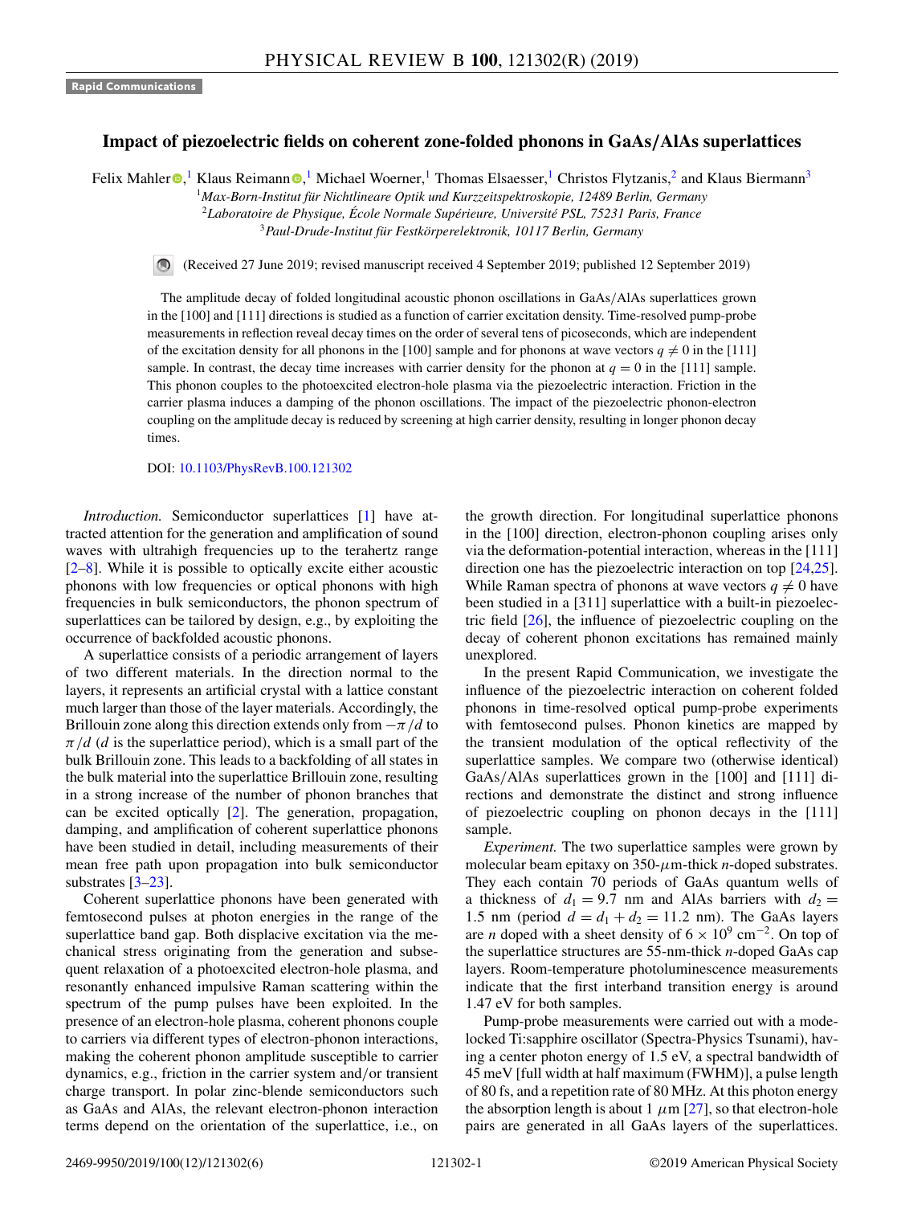Rapid Communications

# Impact of piezoelectric fields on coherent zone-folded phonons in GaAs/AlAs superlattices

Felix Mahler,[1] Klaus Reimann,[1] Michael Woerner,[1] Thomas Elsaesser,[1] Christos Flytzanis,[2] and Klaus Biermann[3]

[1]*Max-Born-Institut für Nichtlineare Optik und Kurzzeitspektroskopie, 12489 Berlin, Germany*
[2]*Laboratoire de Physique, École Normale Supérieure, Université PSL, 75231 Paris, France*
[3]*Paul-Drude-Institut für Festkörperelektronik, 10117 Berlin, Germany*

(Received 27 June 2019; revised manuscript received 4 September 2019; published 12 September 2019)

The amplitude decay of folded longitudinal acoustic phonon oscillations in GaAs/AlAs superlattices grown in the [100] and [111] directions is studied as a function of carrier excitation density. Time-resolved pump-probe measurements in reflection reveal decay times on the order of several tens of picoseconds, which are independent of the excitation density for all phonons in the [100] sample and for phonons at wave vectors $q \neq 0$ in the [111] sample. In contrast, the decay time increases with carrier density for the phonon at $q = 0$ in the [111] sample. This phonon couples to the photoexcited electron-hole plasma via the piezoelectric interaction. Friction in the carrier plasma induces a damping of the phonon oscillations. The impact of the piezoelectric phonon-electron coupling on the amplitude decay is reduced by screening at high carrier density, resulting in longer phonon decay times.

DOI: 10.1103/PhysRevB.100.121302

*Introduction.* Semiconductor superlattices [1] have attracted attention for the generation and amplification of sound waves with ultrahigh frequencies up to the terahertz range [2–8]. While it is possible to optically excite either acoustic phonons with low frequencies or optical phonons with high frequencies in bulk semiconductors, the phonon spectrum of superlattices can be tailored by design, e.g., by exploiting the occurrence of backfolded acoustic phonons.

A superlattice consists of a periodic arrangement of layers of two different materials. In the direction normal to the layers, it represents an artificial crystal with a lattice constant much larger than those of the layer materials. Accordingly, the Brillouin zone along this direction extends only from $-\pi/d$ to $\pi/d$ ($d$ is the superlattice period), which is a small part of the bulk Brillouin zone. This leads to a backfolding of all states in the bulk material into the superlattice Brillouin zone, resulting in a strong increase of the number of phonon branches that can be excited optically [2]. The generation, propagation, damping, and amplification of coherent superlattice phonons have been studied in detail, including measurements of their mean free path upon propagation into bulk semiconductor substrates [3–23].

Coherent superlattice phonons have been generated with femtosecond pulses at photon energies in the range of the superlattice band gap. Both displacive excitation via the mechanical stress originating from the generation and subsequent relaxation of a photoexcited electron-hole plasma, and resonantly enhanced impulsive Raman scattering within the spectrum of the pump pulses have been exploited. In the presence of an electron-hole plasma, coherent phonons couple to carriers via different types of electron-phonon interactions, making the coherent phonon amplitude susceptible to carrier dynamics, e.g., friction in the carrier system and/or transient charge transport. In polar zinc-blende semiconductors such as GaAs and AlAs, the relevant electron-phonon interaction terms depend on the orientation of the superlattice, i.e., on the growth direction. For longitudinal superlattice phonons in the [100] direction, electron-phonon coupling arises only via the deformation-potential interaction, whereas in the [111] direction one has the piezoelectric interaction on top [24,25]. While Raman spectra of phonons at wave vectors $q \neq 0$ have been studied in a [311] superlattice with a built-in piezoelectric field [26], the influence of piezoelectric coupling on the decay of coherent phonon excitations has remained mainly unexplored.

In the present Rapid Communication, we investigate the influence of the piezoelectric interaction on coherent folded phonons in time-resolved optical pump-probe experiments with femtosecond pulses. Phonon kinetics are mapped by the transient modulation of the optical reflectivity of the superlattice samples. We compare two (otherwise identical) GaAs/AlAs superlattices grown in the [100] and [111] directions and demonstrate the distinct and strong influence of piezoelectric coupling on phonon decays in the [111] sample.

*Experiment.* The two superlattice samples were grown by molecular beam epitaxy on 350-$\mu$m-thick $n$-doped substrates. They each contain 70 periods of GaAs quantum wells of a thickness of $d_1 = 9.7$ nm and AlAs barriers with $d_2 = 1.5$ nm (period $d = d_1 + d_2 = 11.2$ nm). The GaAs layers are $n$ doped with a sheet density of $6 \times 10^9$ cm$^{-2}$. On top of the superlattice structures are 55-nm-thick $n$-doped GaAs cap layers. Room-temperature photoluminescence measurements indicate that the first interband transition energy is around 1.47 eV for both samples.

Pump-probe measurements were carried out with a mode-locked Ti:sapphire oscillator (Spectra-Physics Tsunami), having a center photon energy of 1.5 eV, a spectral bandwidth of 45 meV [full width at half maximum (FWHM)], a pulse length of 80 fs, and a repetition rate of 80 MHz. At this photon energy the absorption length is about 1 $\mu$m [27], so that electron-hole pairs are generated in all GaAs layers of the superlattices.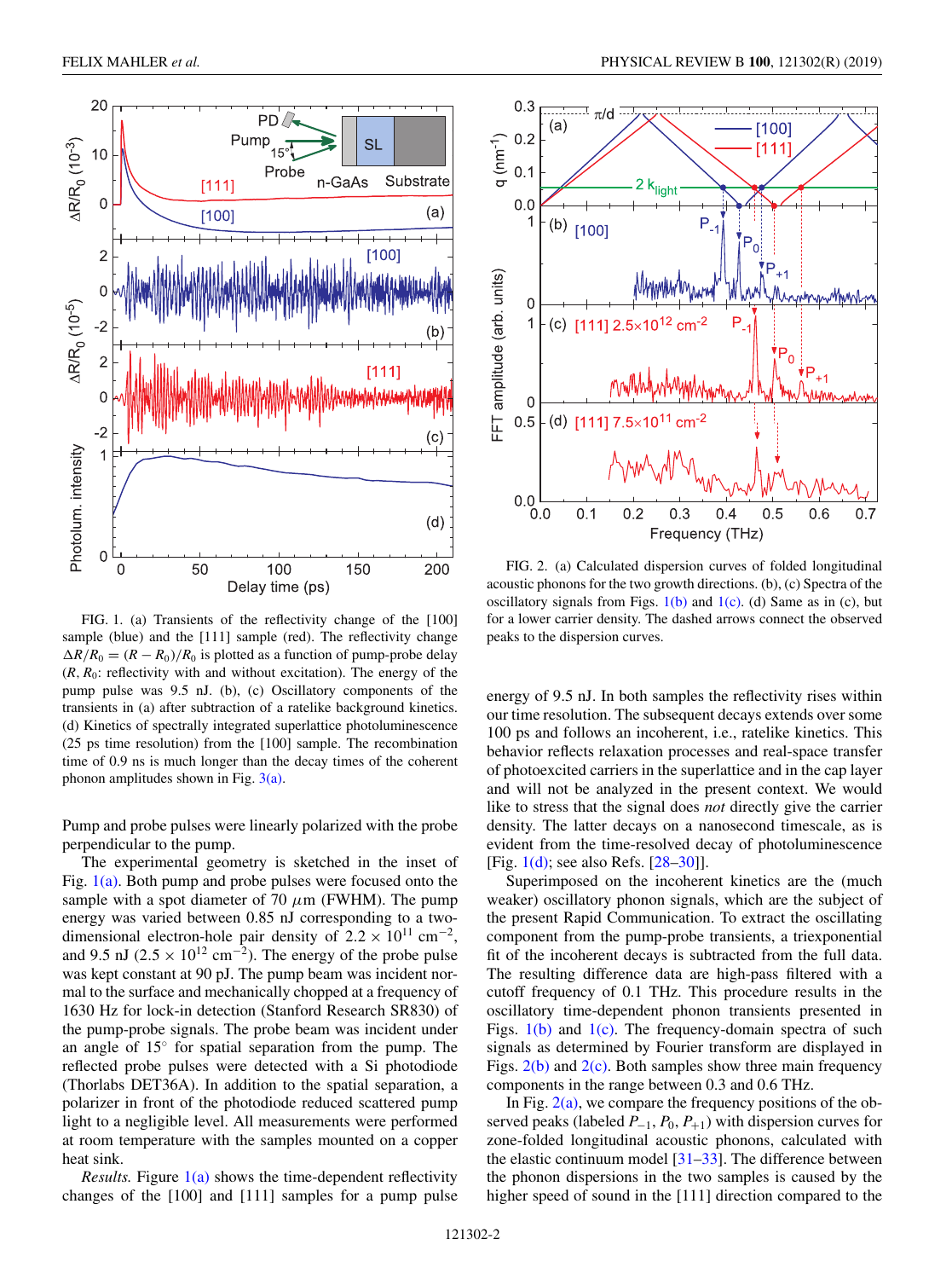FIG. 1. (a) Transients of the reflectivity change of the [100] sample (blue) and the [111] sample (red). The reflectivity change $\Delta R/R_0 = (R - R_0)/R_0$ is plotted as a function of pump-probe delay ($R$, $R_0$: reflectivity with and without excitation). The energy of the pump pulse was 9.5 nJ. (b), (c) Oscillatory components of the transients in (a) after subtraction of a ratelike background kinetics. (d) Kinetics of spectrally integrated superlattice photoluminescence (25 ps time resolution) from the [100] sample. The recombination time of 0.9 ns is much longer than the decay times of the coherent phonon amplitudes shown in Fig. 3(a).

FIG. 2. (a) Calculated dispersion curves of folded longitudinal acoustic phonons for the two growth directions. (b), (c) Spectra of the oscillatory signals from Figs. 1(b) and 1(c). (d) Same as in (c), but for a lower carrier density. The dashed arrows connect the observed peaks to the dispersion curves.

Pump and probe pulses were linearly polarized with the probe perpendicular to the pump.

The experimental geometry is sketched in the inset of Fig. 1(a). Both pump and probe pulses were focused onto the sample with a spot diameter of 70 $\mu$m (FWHM). The pump energy was varied between 0.85 nJ corresponding to a two-dimensional electron-hole pair density of $2.2 \times 10^{11}$ cm$^{-2}$, and 9.5 nJ ($2.5 \times 10^{12}$ cm$^{-2}$). The energy of the probe pulse was kept constant at 90 pJ. The pump beam was incident normal to the surface and mechanically chopped at a frequency of 1630 Hz for lock-in detection (Stanford Research SR830) of the pump-probe signals. The probe beam was incident under an angle of 15° for spatial separation from the pump. The reflected probe pulses were detected with a Si photodiode (Thorlabs DET36A). In addition to the spatial separation, a polarizer in front of the photodiode reduced scattered pump light to a negligible level. All measurements were performed at room temperature with the samples mounted on a copper heat sink.

*Results.* Figure 1(a) shows the time-dependent reflectivity changes of the [100] and [111] samples for a pump pulse energy of 9.5 nJ. In both samples the reflectivity rises within our time resolution. The subsequent decays extends over some 100 ps and follows an incoherent, i.e., ratelike kinetics. This behavior reflects relaxation processes and real-space transfer of photoexcited carriers in the superlattice and in the cap layer and will not be analyzed in the present context. We would like to stress that the signal does *not* directly give the carrier density. The latter decays on a nanosecond timescale, as is evident from the time-resolved decay of photoluminescence [Fig. 1(d); see also Refs. [28–30]].

Superimposed on the incoherent kinetics are the (much weaker) oscillatory phonon signals, which are the subject of the present Rapid Communication. To extract the oscillating component from the pump-probe transients, a triexponential fit of the incoherent decays is subtracted from the full data. The resulting difference data are high-pass filtered with a cutoff frequency of 0.1 THz. This procedure results in the oscillatory time-dependent phonon transients presented in Figs. 1(b) and 1(c). The frequency-domain spectra of such signals as determined by Fourier transform are displayed in Figs. 2(b) and 2(c). Both samples show three main frequency components in the range between 0.3 and 0.6 THz.

In Fig. 2(a), we compare the frequency positions of the observed peaks (labeled $P_{-1}$, $P_0$, $P_{+1}$) with dispersion curves for zone-folded longitudinal acoustic phonons, calculated with the elastic continuum model [31–33]. The difference between the phonon dispersions in the two samples is caused by the higher speed of sound in the [111] direction compared to the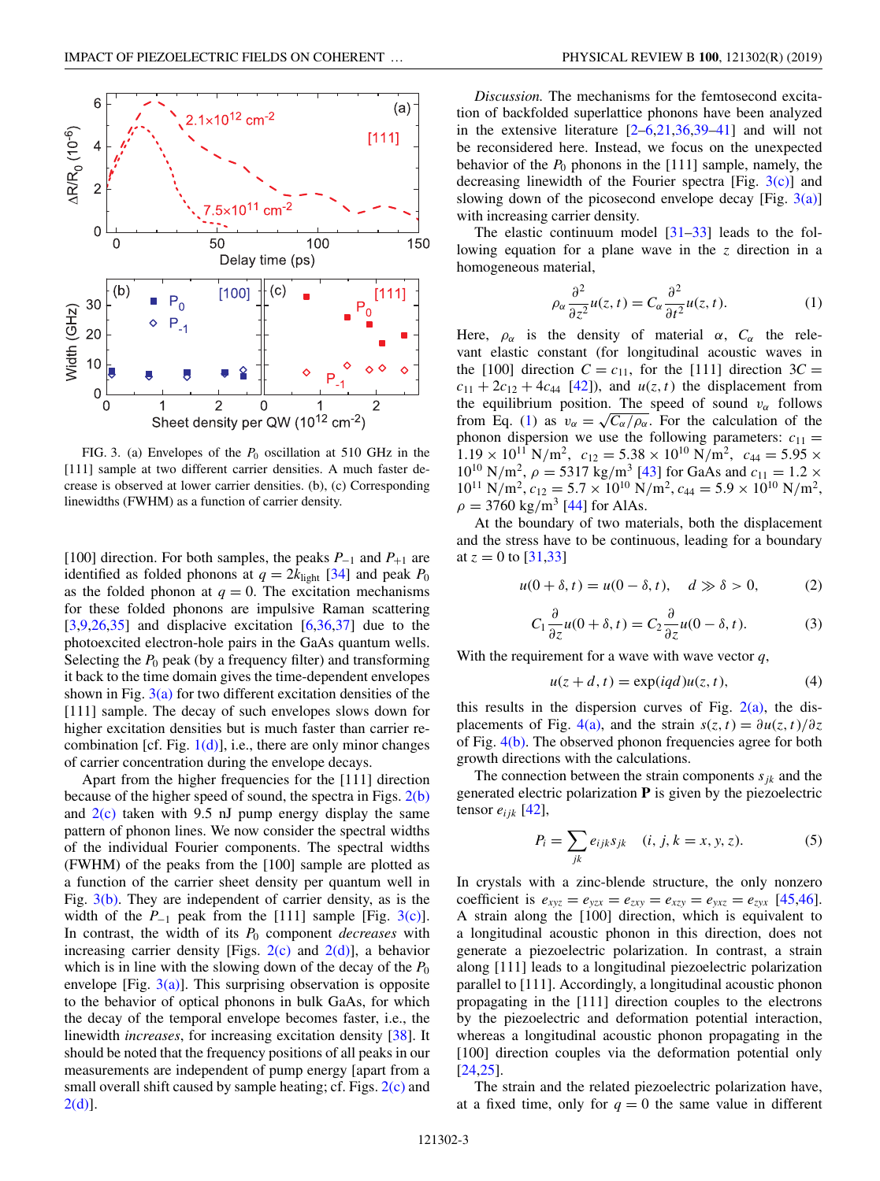FIG. 3. (a) Envelopes of the $P_0$ oscillation at 510 GHz in the [111] sample at two different carrier densities. A much faster decrease is observed at lower carrier densities. (b), (c) Corresponding linewidths (FWHM) as a function of carrier density.

[100] direction. For both samples, the peaks $P_{-1}$ and $P_{+1}$ are identified as folded phonons at $q = 2k_{\text{light}}$ [34] and peak $P_0$ as the folded phonon at $q = 0$. The excitation mechanisms for these folded phonons are impulsive Raman scattering [3,9,26,35] and displacive excitation [6,36,37] due to the photoexcited electron-hole pairs in the GaAs quantum wells. Selecting the $P_0$ peak (by a frequency filter) and transforming it back to the time domain gives the time-dependent envelopes shown in Fig. 3(a) for two different excitation densities of the [111] sample. The decay of such envelopes slows down for higher excitation densities but is much faster than carrier recombination [cf. Fig. 1(d)], i.e., there are only minor changes of carrier concentration during the envelope decays.

Apart from the higher frequencies for the [111] direction because of the higher speed of sound, the spectra in Figs. 2(b) and 2(c) taken with 9.5 nJ pump energy display the same pattern of phonon lines. We now consider the spectral widths of the individual Fourier components. The spectral widths (FWHM) of the peaks from the [100] sample are plotted as a function of the carrier sheet density per quantum well in Fig. 3(b). They are independent of carrier density, as is the width of the $P_{-1}$ peak from the [111] sample [Fig. 3(c)]. In contrast, the width of its $P_0$ component *decreases* with increasing carrier density [Figs. 2(c) and 2(d)], a behavior which is in line with the slowing down of the decay of the $P_0$ envelope [Fig. 3(a)]. This surprising observation is opposite to the behavior of optical phonons in bulk GaAs, for which the decay of the temporal envelope becomes faster, i.e., the linewidth *increases*, for increasing excitation density [38]. It should be noted that the frequency positions of all peaks in our measurements are independent of pump energy [apart from a small overall shift caused by sample heating; cf. Figs. 2(c) and 2(d)].

*Discussion.* The mechanisms for the femtosecond excitation of backfolded superlattice phonons have been analyzed in the extensive literature [2–6,21,36,39–41] and will not be reconsidered here. Instead, we focus on the unexpected behavior of the $P_0$ phonons in the [111] sample, namely, the decreasing linewidth of the Fourier spectra [Fig. 3(c)] and slowing down of the picosecond envelope decay [Fig. 3(a)] with increasing carrier density.

The elastic continuum model [31–33] leads to the following equation for a plane wave in the $z$ direction in a homogeneous material,

$$\rho_\alpha \frac{\partial^2}{\partial z^2} u(z,t) = C_\alpha \frac{\partial^2}{\partial t^2} u(z,t). \quad (1)$$

Here, $\rho_\alpha$ is the density of material $\alpha$, $C_\alpha$ the relevant elastic constant (for longitudinal acoustic waves in the [100] direction $C = c_{11}$, for the [111] direction $3C = c_{11} + 2c_{12} + 4c_{44}$ [42]), and $u(z,t)$ the displacement from the equilibrium position. The speed of sound $v_\alpha$ follows from Eq. (1) as $v_\alpha = \sqrt{C_\alpha/\rho_\alpha}$. For the calculation of the phonon dispersion we use the following parameters: $c_{11} = 1.19 \times 10^{11}\ \text{N/m}^2$, $c_{12} = 5.38 \times 10^{10}\ \text{N/m}^2$, $c_{44} = 5.95 \times 10^{10}\ \text{N/m}^2$, $\rho = 5317\ \text{kg/m}^3$ [43] for GaAs and $c_{11} = 1.2 \times 10^{11}\ \text{N/m}^2$, $c_{12} = 5.7 \times 10^{10}\ \text{N/m}^2$, $c_{44} = 5.9 \times 10^{10}\ \text{N/m}^2$, $\rho = 3760\ \text{kg/m}^3$ [44] for AlAs.

At the boundary of two materials, both the displacement and the stress have to be continuous, leading for a boundary at $z = 0$ to [31,33]

$$u(0+\delta,t) = u(0-\delta,t), \quad d \gg \delta > 0, \quad (2)$$

$$C_1 \frac{\partial}{\partial z} u(0+\delta,t) = C_2 \frac{\partial}{\partial z} u(0-\delta,t). \quad (3)$$

With the requirement for a wave with wave vector $q$,

$$u(z+d,t) = \exp(iqd)u(z,t), \quad (4)$$

this results in the dispersion curves of Fig. 2(a), the displacements of Fig. 4(a), and the strain $s(z,t) = \partial u(z,t)/\partial z$ of Fig. 4(b). The observed phonon frequencies agree for both growth directions with the calculations.

The connection between the strain components $s_{jk}$ and the generated electric polarization $\mathbf{P}$ is given by the piezoelectric tensor $e_{ijk}$ [42],

$$P_i = \sum_{jk} e_{ijk} s_{jk} \quad (i,j,k = x,y,z). \quad (5)$$

In crystals with a zinc-blende structure, the only nonzero coefficient is $e_{xyz} = e_{yzx} = e_{zxy} = e_{xzy} = e_{yxz} = e_{zyx}$ [45,46]. A strain along the [100] direction, which is equivalent to a longitudinal acoustic phonon in this direction, does not generate a piezoelectric polarization. In contrast, a strain along [111] leads to a longitudinal piezoelectric polarization parallel to [111]. Accordingly, a longitudinal acoustic phonon propagating in the [111] direction couples to the electrons by the piezoelectric and deformation potential interaction, whereas a longitudinal acoustic phonon propagating in the [100] direction couples via the deformation potential only [24,25].

The strain and the related piezoelectric polarization have, at a fixed time, only for $q = 0$ the same value in different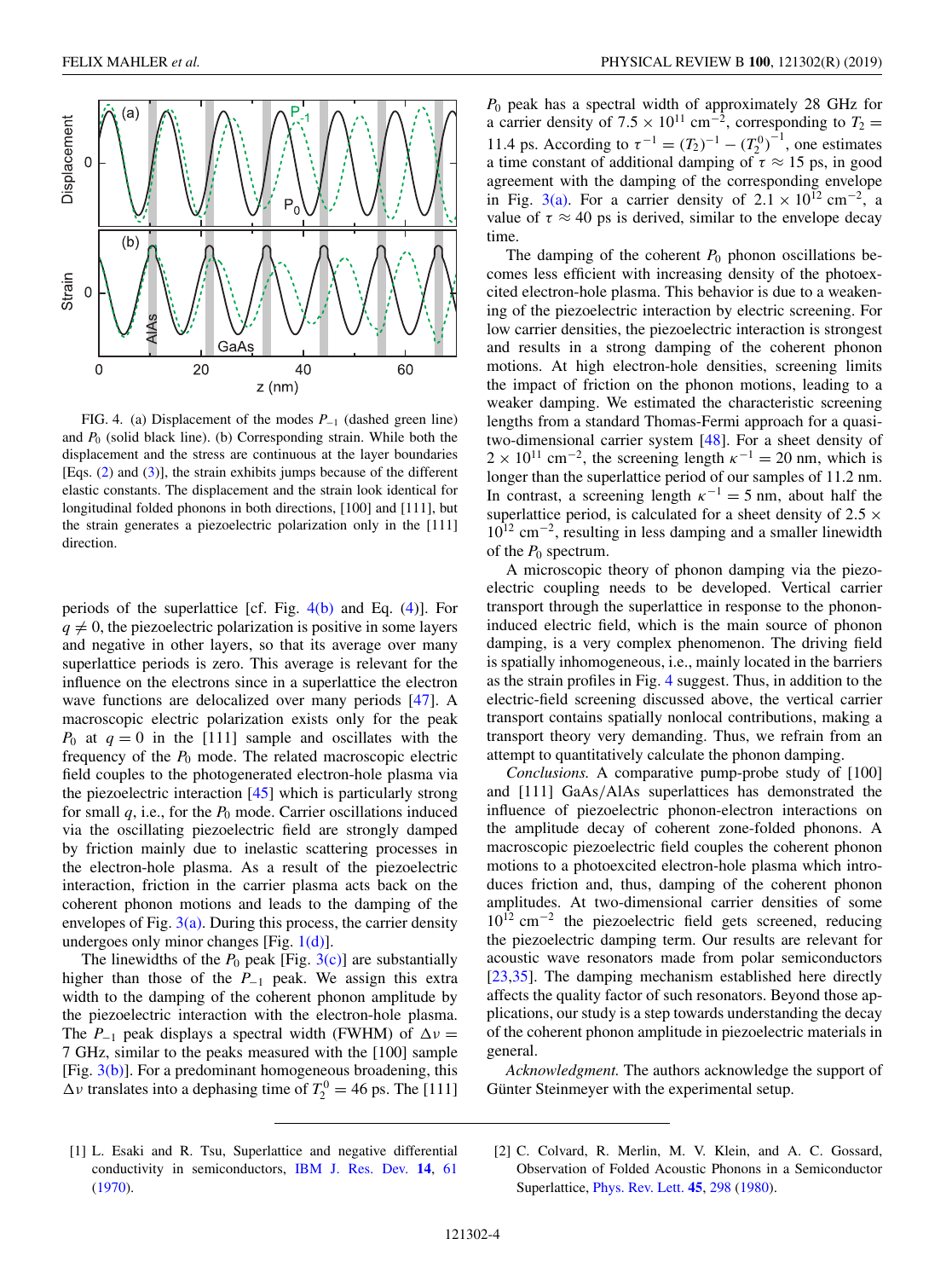FIG. 4. (a) Displacement of the modes $P_{-1}$ (dashed green line) and $P_0$ (solid black line). (b) Corresponding strain. While both the displacement and the stress are continuous at the layer boundaries [Eqs. (2) and (3)], the strain exhibits jumps because of the different elastic constants. The displacement and the strain look identical for longitudinal folded phonons in both directions, [100] and [111], but the strain generates a piezoelectric polarization only in the [111] direction.

periods of the superlattice [cf. Fig. 4(b) and Eq. (4)]. For $q \neq 0$, the piezoelectric polarization is positive in some layers and negative in other layers, so that its average over many superlattice periods is zero. This average is relevant for the influence on the electrons since in a superlattice the electron wave functions are delocalized over many periods [47]. A macroscopic electric polarization exists only for the peak $P_0$ at $q = 0$ in the [111] sample and oscillates with the frequency of the $P_0$ mode. The related macroscopic electric field couples to the photogenerated electron-hole plasma via the piezoelectric interaction [45] which is particularly strong for small $q$, i.e., for the $P_0$ mode. Carrier oscillations induced via the oscillating piezoelectric field are strongly damped by friction mainly due to inelastic scattering processes in the electron-hole plasma. As a result of the piezoelectric interaction, friction in the carrier plasma acts back on the coherent phonon motions and leads to the damping of the envelopes of Fig. 3(a). During this process, the carrier density undergoes only minor changes [Fig. 1(d)].

The linewidths of the $P_0$ peak [Fig. 3(c)] are substantially higher than those of the $P_{-1}$ peak. We assign this extra width to the damping of the coherent phonon amplitude by the piezoelectric interaction with the electron-hole plasma. The $P_{-1}$ peak displays a spectral width (FWHM) of $\Delta\nu = 7$ GHz, similar to the peaks measured with the [100] sample [Fig. 3(b)]. For a predominant homogeneous broadening, this $\Delta\nu$ translates into a dephasing time of $T_2^0 = 46$ ps. The [111] $P_0$ peak has a spectral width of approximately 28 GHz for a carrier density of $7.5 \times 10^{11}$ cm$^{-2}$, corresponding to $T_2 = 11.4$ ps. According to $\tau^{-1} = (T_2)^{-1} - (T_2^0)^{-1}$, one estimates a time constant of additional damping of $\tau \approx 15$ ps, in good agreement with the damping of the corresponding envelope in Fig. 3(a). For a carrier density of $2.1 \times 10^{12}$ cm$^{-2}$, a value of $\tau \approx 40$ ps is derived, similar to the envelope decay time.

The damping of the coherent $P_0$ phonon oscillations becomes less efficient with increasing density of the photoexcited electron-hole plasma. This behavior is due to a weakening of the piezoelectric interaction by electric screening. For low carrier densities, the piezoelectric interaction is strongest and results in a strong damping of the coherent phonon motions. At high electron-hole densities, screening limits the impact of friction on the phonon motions, leading to a weaker damping. We estimated the characteristic screening lengths from a standard Thomas-Fermi approach for a quasi-two-dimensional carrier system [48]. For a sheet density of $2 \times 10^{11}$ cm$^{-2}$, the screening length $\kappa^{-1} = 20$ nm, which is longer than the superlattice period of our samples of 11.2 nm. In contrast, a screening length $\kappa^{-1} = 5$ nm, about half the superlattice period, is calculated for a sheet density of $2.5 \times 10^{12}$ cm$^{-2}$, resulting in less damping and a smaller linewidth of the $P_0$ spectrum.

A microscopic theory of phonon damping via the piezoelectric coupling needs to be developed. Vertical carrier transport through the superlattice in response to the phonon-induced electric field, which is the main source of phonon damping, is a very complex phenomenon. The driving field is spatially inhomogeneous, i.e., mainly located in the barriers as the strain profiles in Fig. 4 suggest. Thus, in addition to the electric-field screening discussed above, the vertical carrier transport contains spatially nonlocal contributions, making a transport theory very demanding. Thus, we refrain from an attempt to quantitatively calculate the phonon damping.

*Conclusions.* A comparative pump-probe study of [100] and [111] GaAs/AlAs superlattices has demonstrated the influence of piezoelectric phonon-electron interactions on the amplitude decay of coherent zone-folded phonons. A macroscopic piezoelectric field couples the coherent phonon motions to a photoexcited electron-hole plasma which introduces friction and, thus, damping of the coherent phonon amplitudes. At two-dimensional carrier densities of some $10^{12}$ cm$^{-2}$ the piezoelectric field gets screened, reducing the piezoelectric damping term. Our results are relevant for acoustic wave resonators made from polar semiconductors [23,35]. The damping mechanism established here directly affects the quality factor of such resonators. Beyond those applications, our study is a step towards understanding the decay of the coherent phonon amplitude in piezoelectric materials in general.

*Acknowledgment.* The authors acknowledge the support of Günter Steinmeyer with the experimental setup.

[1] L. Esaki and R. Tsu, Superlattice and negative differential conductivity in semiconductors, IBM J. Res. Dev. **14**, 61 (1970).

[2] C. Colvard, R. Merlin, M. V. Klein, and A. C. Gossard, Observation of Folded Acoustic Phonons in a Semiconductor Superlattice, Phys. Rev. Lett. **45**, 298 (1980).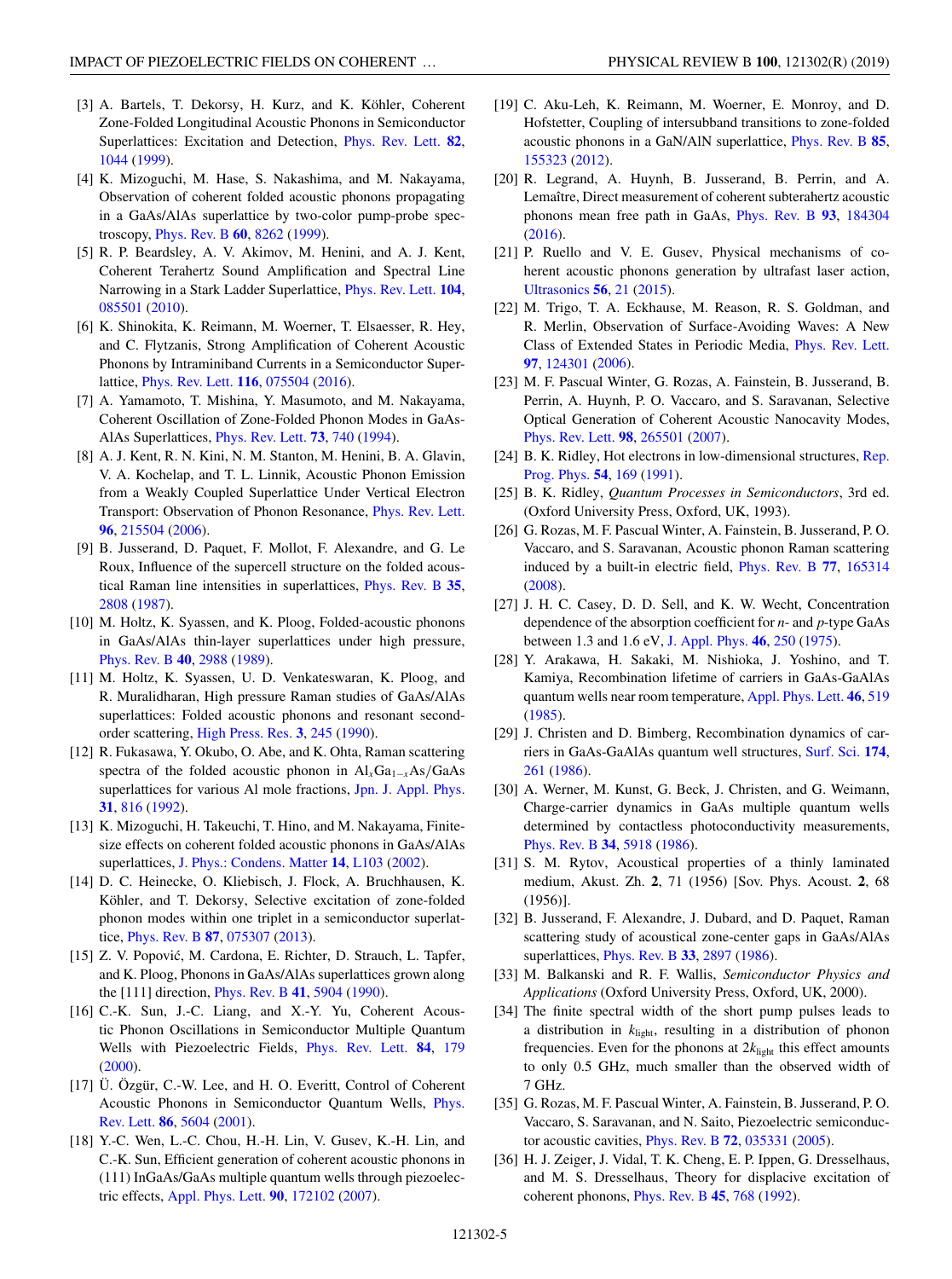[3] A. Bartels, T. Dekorsy, H. Kurz, and K. Köhler, Coherent Zone-Folded Longitudinal Acoustic Phonons in Semiconductor Superlattices: Excitation and Detection, Phys. Rev. Lett. **82**, 1044 (1999).

[4] K. Mizoguchi, M. Hase, S. Nakashima, and M. Nakayama, Observation of coherent folded acoustic phonons propagating in a GaAs/AlAs superlattice by two-color pump-probe spectroscopy, Phys. Rev. B **60**, 8262 (1999).

[5] R. P. Beardsley, A. V. Akimov, M. Henini, and A. J. Kent, Coherent Terahertz Sound Amplification and Spectral Line Narrowing in a Stark Ladder Superlattice, Phys. Rev. Lett. **104**, 085501 (2010).

[6] K. Shinokita, K. Reimann, M. Woerner, T. Elsaesser, R. Hey, and C. Flytzanis, Strong Amplification of Coherent Acoustic Phonons by Intraminiband Currents in a Semiconductor Superlattice, Phys. Rev. Lett. **116**, 075504 (2016).

[7] A. Yamamoto, T. Mishina, Y. Masumoto, and M. Nakayama, Coherent Oscillation of Zone-Folded Phonon Modes in GaAs-AlAs Superlattices, Phys. Rev. Lett. **73**, 740 (1994).

[8] A. J. Kent, R. N. Kini, N. M. Stanton, M. Henini, B. A. Glavin, V. A. Kochelap, and T. L. Linnik, Acoustic Phonon Emission from a Weakly Coupled Superlattice Under Vertical Electron Transport: Observation of Phonon Resonance, Phys. Rev. Lett. **96**, 215504 (2006).

[9] B. Jusserand, D. Paquet, F. Mollot, F. Alexandre, and G. Le Roux, Influence of the supercell structure on the folded acoustical Raman line intensities in superlattices, Phys. Rev. B **35**, 2808 (1987).

[10] M. Holtz, K. Syassen, and K. Ploog, Folded-acoustic phonons in GaAs/AlAs thin-layer superlattices under high pressure, Phys. Rev. B **40**, 2988 (1989).

[11] M. Holtz, K. Syassen, U. D. Venkateswaran, K. Ploog, and R. Muralidharan, High pressure Raman studies of GaAs/AlAs superlattices: Folded acoustic phonons and resonant second-order scattering, High Press. Res. **3**, 245 (1990).

[12] R. Fukasawa, Y. Okubo, O. Abe, and K. Ohta, Raman scattering spectra of the folded acoustic phonon in $Al_xGa_{1-x}As$/GaAs superlattices for various Al mole fractions, Jpn. J. Appl. Phys. **31**, 816 (1992).

[13] K. Mizoguchi, H. Takeuchi, T. Hino, and M. Nakayama, Finite-size effects on coherent folded acoustic phonons in GaAs/AlAs superlattices, J. Phys.: Condens. Matter **14**, L103 (2002).

[14] D. C. Heinecke, O. Kliebisch, J. Flock, A. Bruchhausen, K. Köhler, and T. Dekorsy, Selective excitation of zone-folded phonon modes within one triplet in a semiconductor superlattice, Phys. Rev. B **87**, 075307 (2013).

[15] Z. V. Popović, M. Cardona, E. Richter, D. Strauch, L. Tapfer, and K. Ploog, Phonons in GaAs/AlAs superlattices grown along the [111] direction, Phys. Rev. B **41**, 5904 (1990).

[16] C.-K. Sun, J.-C. Liang, and X.-Y. Yu, Coherent Acoustic Phonon Oscillations in Semiconductor Multiple Quantum Wells with Piezoelectric Fields, Phys. Rev. Lett. **84**, 179 (2000).

[17] Ü. Özgür, C.-W. Lee, and H. O. Everitt, Control of Coherent Acoustic Phonons in Semiconductor Quantum Wells, Phys. Rev. Lett. **86**, 5604 (2001).

[18] Y.-C. Wen, L.-C. Chou, H.-H. Lin, V. Gusev, K.-H. Lin, and C.-K. Sun, Efficient generation of coherent acoustic phonons in (111) InGaAs/GaAs multiple quantum wells through piezoelectric effects, Appl. Phys. Lett. **90**, 172102 (2007).

[19] C. Aku-Leh, K. Reimann, M. Woerner, E. Monroy, and D. Hofstetter, Coupling of intersubband transitions to zone-folded acoustic phonons in a GaN/AlN superlattice, Phys. Rev. B **85**, 155323 (2012).

[20] R. Legrand, A. Huynh, B. Jusserand, B. Perrin, and A. Lemaître, Direct measurement of coherent subterahertz acoustic phonons mean free path in GaAs, Phys. Rev. B **93**, 184304 (2016).

[21] P. Ruello and V. E. Gusev, Physical mechanisms of coherent acoustic phonons generation by ultrafast laser action, Ultrasonics **56**, 21 (2015).

[22] M. Trigo, T. A. Eckhause, M. Reason, R. S. Goldman, and R. Merlin, Observation of Surface-Avoiding Waves: A New Class of Extended States in Periodic Media, Phys. Rev. Lett. **97**, 124301 (2006).

[23] M. F. Pascual Winter, G. Rozas, A. Fainstein, B. Jusserand, B. Perrin, A. Huynh, P. O. Vaccaro, and S. Saravanan, Selective Optical Generation of Coherent Acoustic Nanocavity Modes, Phys. Rev. Lett. **98**, 265501 (2007).

[24] B. K. Ridley, Hot electrons in low-dimensional structures, Rep. Prog. Phys. **54**, 169 (1991).

[25] B. K. Ridley, *Quantum Processes in Semiconductors*, 3rd ed. (Oxford University Press, Oxford, UK, 1993).

[26] G. Rozas, M. F. Pascual Winter, A. Fainstein, B. Jusserand, P. O. Vaccaro, and S. Saravanan, Acoustic phonon Raman scattering induced by a built-in electric field, Phys. Rev. B **77**, 165314 (2008).

[27] J. H. C. Casey, D. D. Sell, and K. W. Wecht, Concentration dependence of the absorption coefficient for *n*- and *p*-type GaAs between 1.3 and 1.6 eV, J. Appl. Phys. **46**, 250 (1975).

[28] Y. Arakawa, H. Sakaki, M. Nishioka, J. Yoshino, and T. Kamiya, Recombination lifetime of carriers in GaAs-GaAlAs quantum wells near room temperature, Appl. Phys. Lett. **46**, 519 (1985).

[29] J. Christen and D. Bimberg, Recombination dynamics of carriers in GaAs-GaAlAs quantum well structures, Surf. Sci. **174**, 261 (1986).

[30] A. Werner, M. Kunst, G. Beck, J. Christen, and G. Weimann, Charge-carrier dynamics in GaAs multiple quantum wells determined by contactless photoconductivity measurements, Phys. Rev. B **34**, 5918 (1986).

[31] S. M. Rytov, Acoustical properties of a thinly laminated medium, Akust. Zh. **2**, 71 (1956) [Sov. Phys. Acoust. **2**, 68 (1956)].

[32] B. Jusserand, F. Alexandre, J. Dubard, and D. Paquet, Raman scattering study of acoustical zone-center gaps in GaAs/AlAs superlattices, Phys. Rev. B **33**, 2897 (1986).

[33] M. Balkanski and R. F. Wallis, *Semiconductor Physics and Applications* (Oxford University Press, Oxford, UK, 2000).

[34] The finite spectral width of the short pump pulses leads to a distribution in $k_{\text{light}}$, resulting in a distribution of phonon frequencies. Even for the phonons at $2k_{\text{light}}$ this effect amounts to only 0.5 GHz, much smaller than the observed width of 7 GHz.

[35] G. Rozas, M. F. Pascual Winter, A. Fainstein, B. Jusserand, P. O. Vaccaro, S. Saravanan, and N. Saito, Piezoelectric semiconductor acoustic cavities, Phys. Rev. B **72**, 035331 (2005).

[36] H. J. Zeiger, J. Vidal, T. K. Cheng, E. P. Ippen, G. Dresselhaus, and M. S. Dresselhaus, Theory for displacive excitation of coherent phonons, Phys. Rev. B **45**, 768 (1992).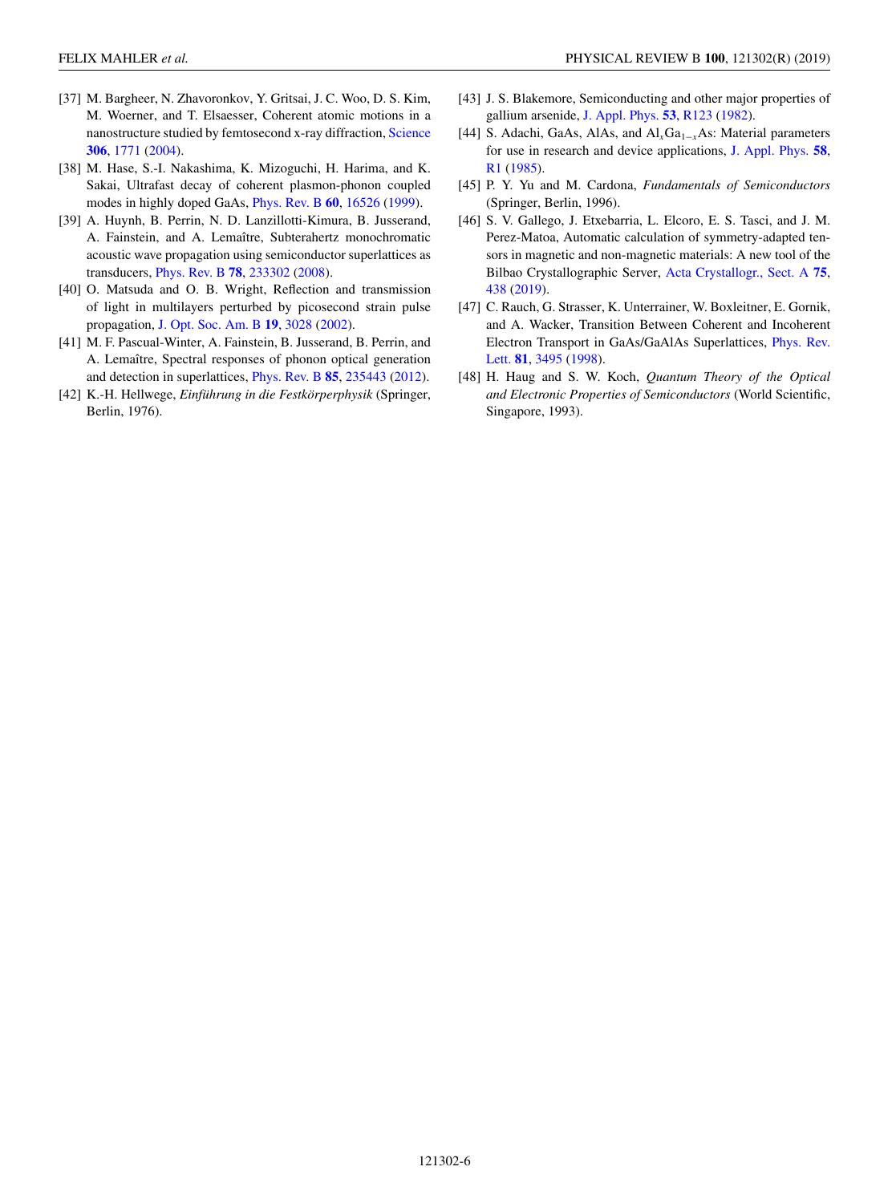[37] M. Bargheer, N. Zhavoronkov, Y. Gritsai, J. C. Woo, D. S. Kim, M. Woerner, and T. Elsaesser, Coherent atomic motions in a nanostructure studied by femtosecond x-ray diffraction, Science **306**, 1771 (2004).

[38] M. Hase, S.-I. Nakashima, K. Mizoguchi, H. Harima, and K. Sakai, Ultrafast decay of coherent plasmon-phonon coupled modes in highly doped GaAs, Phys. Rev. B **60**, 16526 (1999).

[39] A. Huynh, B. Perrin, N. D. Lanzillotti-Kimura, B. Jusserand, A. Fainstein, and A. Lemaître, Subterahertz monochromatic acoustic wave propagation using semiconductor superlattices as transducers, Phys. Rev. B **78**, 233302 (2008).

[40] O. Matsuda and O. B. Wright, Reflection and transmission of light in multilayers perturbed by picosecond strain pulse propagation, J. Opt. Soc. Am. B **19**, 3028 (2002).

[41] M. F. Pascual-Winter, A. Fainstein, B. Jusserand, B. Perrin, and A. Lemaître, Spectral responses of phonon optical generation and detection in superlattices, Phys. Rev. B **85**, 235443 (2012).

[42] K.-H. Hellwege, *Einführung in die Festkörperphysik* (Springer, Berlin, 1976).

[43] J. S. Blakemore, Semiconducting and other major properties of gallium arsenide, J. Appl. Phys. **53**, R123 (1982).

[44] S. Adachi, GaAs, AlAs, and $Al_xGa_{1-x}As$: Material parameters for use in research and device applications, J. Appl. Phys. **58**, R1 (1985).

[45] P. Y. Yu and M. Cardona, *Fundamentals of Semiconductors* (Springer, Berlin, 1996).

[46] S. V. Gallego, J. Etxebarria, L. Elcoro, E. S. Tasci, and J. M. Perez-Matoa, Automatic calculation of symmetry-adapted tensors in magnetic and non-magnetic materials: A new tool of the Bilbao Crystallographic Server, Acta Crystallogr., Sect. A **75**, 438 (2019).

[47] C. Rauch, G. Strasser, K. Unterrainer, W. Boxleitner, E. Gornik, and A. Wacker, Transition Between Coherent and Incoherent Electron Transport in GaAs/GaAlAs Superlattices, Phys. Rev. Lett. **81**, 3495 (1998).

[48] H. Haug and S. W. Koch, *Quantum Theory of the Optical and Electronic Properties of Semiconductors* (World Scientific, Singapore, 1993).